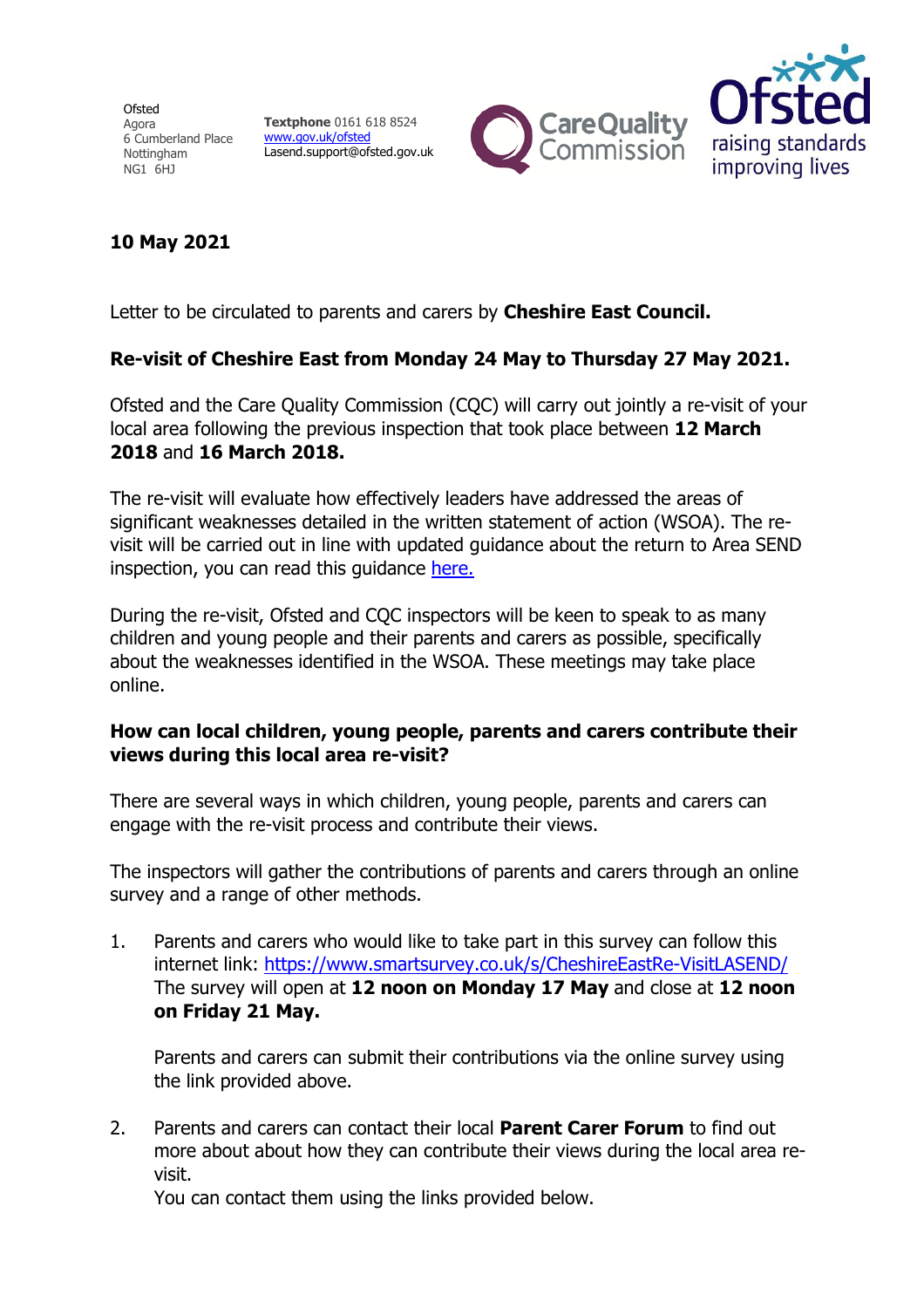Ofsted
Agora
6 Cumberland Place
Nottingham
NG1 6HJ

**Textphone** 0161 618 8524
[www.gov.uk/ofsted](www.gov.uk/ofsted)
Lasend.support@ofsted.gov.uk

**10 May 2021**

Letter to be circulated to parents and carers by **Cheshire East Council.**

**Re-visit of Cheshire East from Monday 24 May to Thursday 27 May 2021.**

Ofsted and the Care Quality Commission (CQC) will carry out jointly a re-visit of your local area following the previous inspection that took place between **12 March 2018** and **16 March 2018.**

The re-visit will evaluate how effectively leaders have addressed the areas of significant weaknesses detailed in the written statement of action (WSOA). The re-visit will be carried out in line with updated guidance about the return to Area SEND inspection, you can read this guidance [here.]()

During the re-visit, Ofsted and CQC inspectors will be keen to speak to as many children and young people and their parents and carers as possible, specifically about the weaknesses identified in the WSOA. These meetings may take place online.

**How can local children, young people, parents and carers contribute their views during this local area re-visit?**

There are several ways in which children, young people, parents and carers can engage with the re-visit process and contribute their views.

The inspectors will gather the contributions of parents and carers through an online survey and a range of other methods.

1. Parents and carers who would like to take part in this survey can follow this internet link: [https://www.smartsurvey.co.uk/s/CheshireEastRe-VisitLASEND/](https://www.smartsurvey.co.uk/s/CheshireEastRe-VisitLASEND/)
   The survey will open at **12 noon on Monday 17 May** and close at **12 noon on Friday 21 May.**

   Parents and carers can submit their contributions via the online survey using the link provided above.

2. Parents and carers can contact their local **Parent Carer Forum** to find out more about about how they can contribute their views during the local area re-visit.
   You can contact them using the links provided below.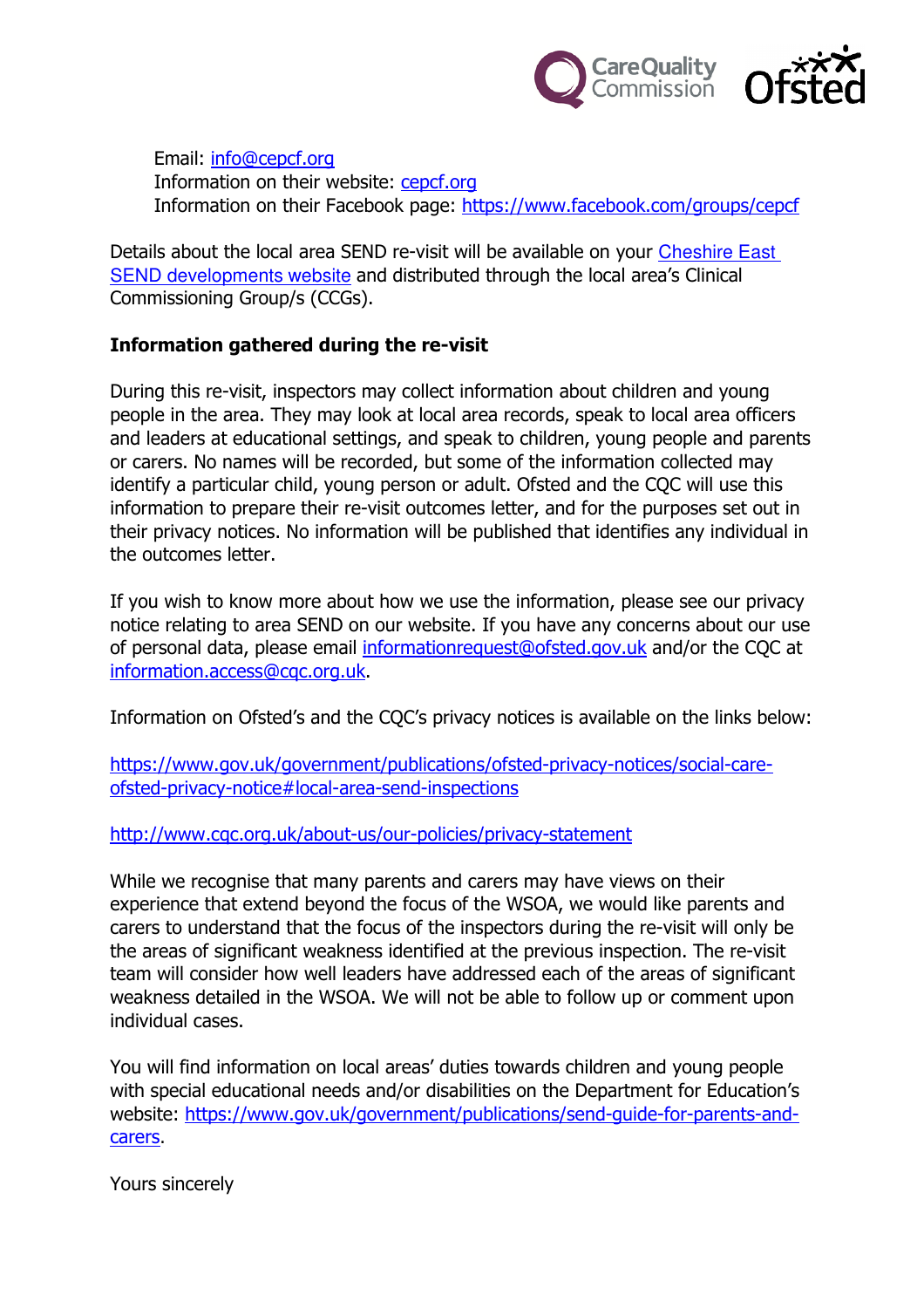Email: info@cepcf.org
Information on their website: cepcf.org
Information on their Facebook page: https://www.facebook.com/groups/cepcf

Details about the local area SEND re-visit will be available on your Cheshire East SEND developments website and distributed through the local area's Clinical Commissioning Group/s (CCGs).

**Information gathered during the re-visit**

During this re-visit, inspectors may collect information about children and young people in the area. They may look at local area records, speak to local area officers and leaders at educational settings, and speak to children, young people and parents or carers. No names will be recorded, but some of the information collected may identify a particular child, young person or adult. Ofsted and the CQC will use this information to prepare their re-visit outcomes letter, and for the purposes set out in their privacy notices. No information will be published that identifies any individual in the outcomes letter.

If you wish to know more about how we use the information, please see our privacy notice relating to area SEND on our website. If you have any concerns about our use of personal data, please email informationrequest@ofsted.gov.uk and/or the CQC at information.access@cqc.org.uk.

Information on Ofsted's and the CQC's privacy notices is available on the links below:

https://www.gov.uk/government/publications/ofsted-privacy-notices/social-care-ofsted-privacy-notice#local-area-send-inspections

http://www.cqc.org.uk/about-us/our-policies/privacy-statement

While we recognise that many parents and carers may have views on their experience that extend beyond the focus of the WSOA, we would like parents and carers to understand that the focus of the inspectors during the re-visit will only be the areas of significant weakness identified at the previous inspection. The re-visit team will consider how well leaders have addressed each of the areas of significant weakness detailed in the WSOA. We will not be able to follow up or comment upon individual cases.

You will find information on local areas' duties towards children and young people with special educational needs and/or disabilities on the Department for Education's website: https://www.gov.uk/government/publications/send-guide-for-parents-and-carers.

Yours sincerely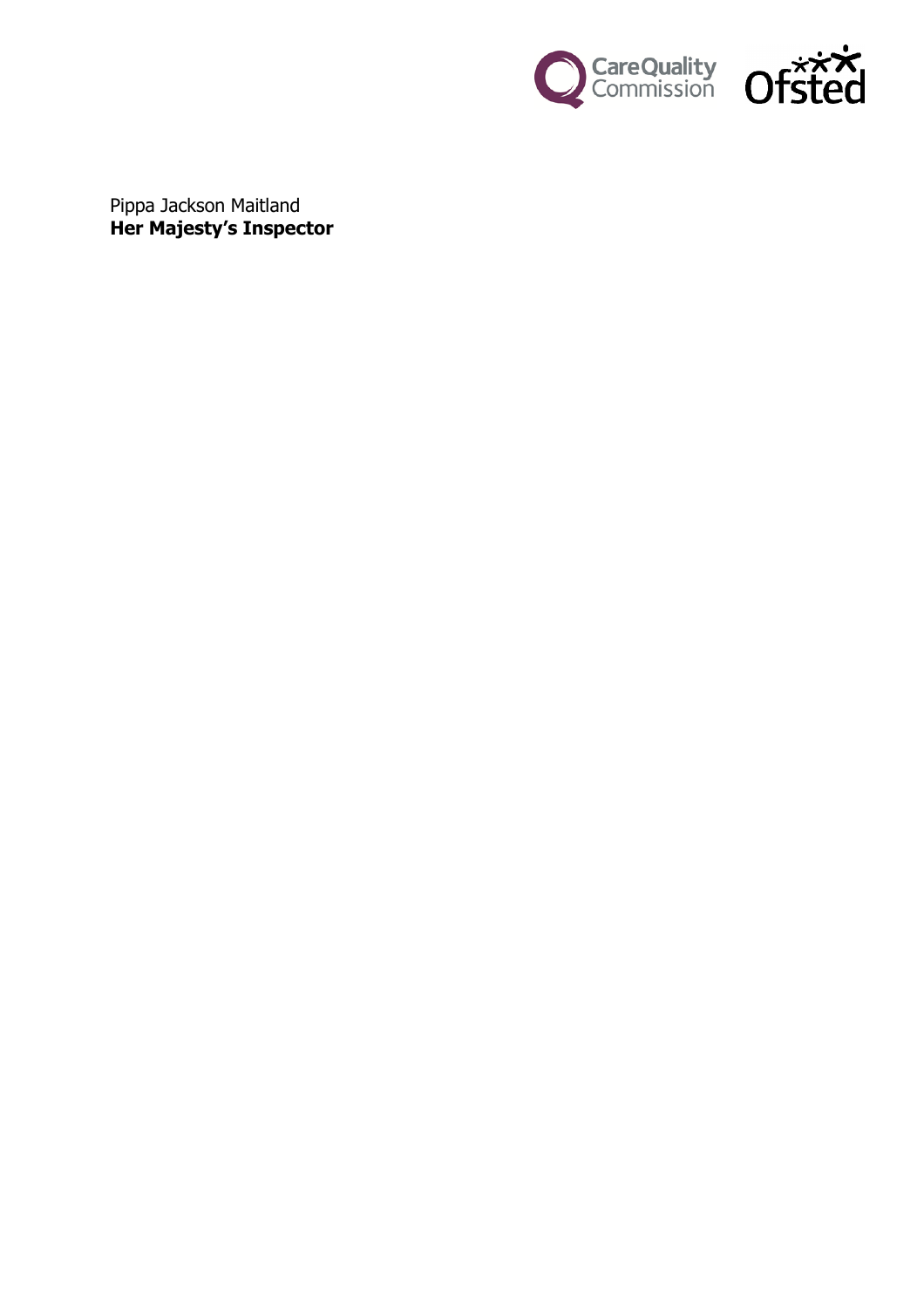Pippa Jackson Maitland
**Her Majesty's Inspector**